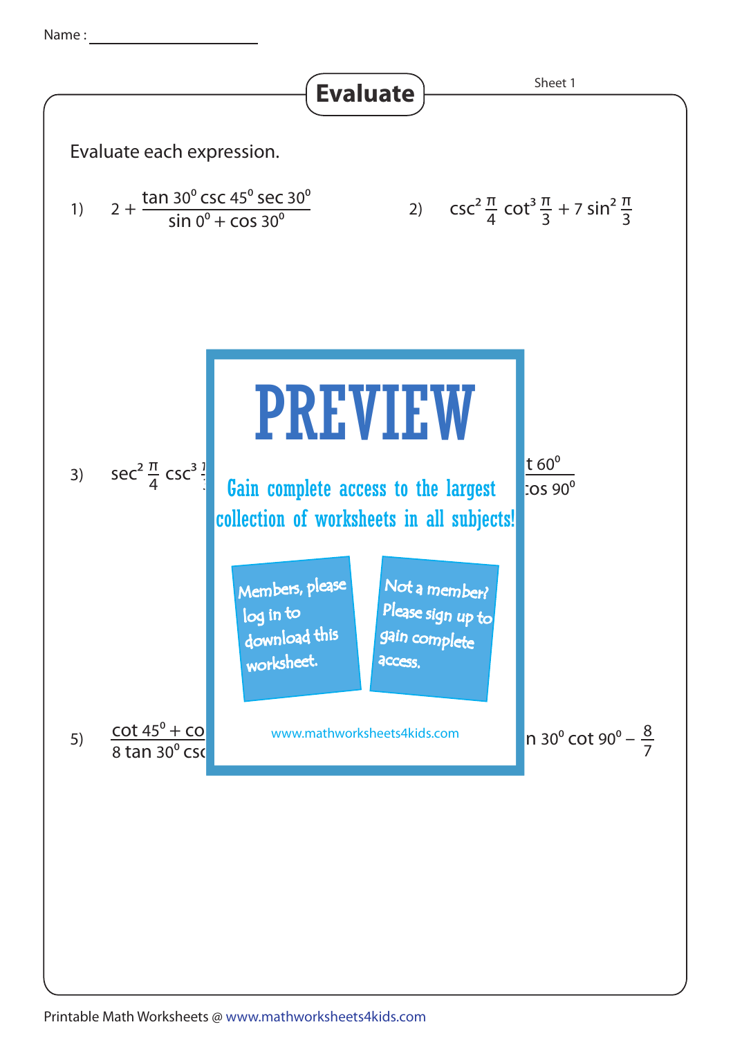Name : ____________________

# Evaluate

Sheet 1

Evaluate each expression.

1) $2 + \dfrac{\tan 30^0 \csc 45^0 \sec 30^0}{\sin 0^0 + \cos 30^0}$

2) $\csc^2 \frac{\pi}{4} \cot^3 \frac{\pi}{3} + 7 \sin^2 \frac{\pi}{3}$

3) $\sec^2 \frac{\pi}{4} \csc^3$ ...

... t $60^0$ / ... os $90^0$

PREVIEW

Gain complete access to the largest collection of worksheets in all subjects!

Members, please log in to download this worksheet.

Not a member? Please sign up to gain complete access.

www.mathworksheets4kids.com

5) $\dfrac{\cot 45^0 + \text{co}...}{8 \tan 30^0 \text{cs}...}$

... n $30^0 \cot 90^0 - \frac{8}{7}$

Printable Math Worksheets @ www.mathworksheets4kids.com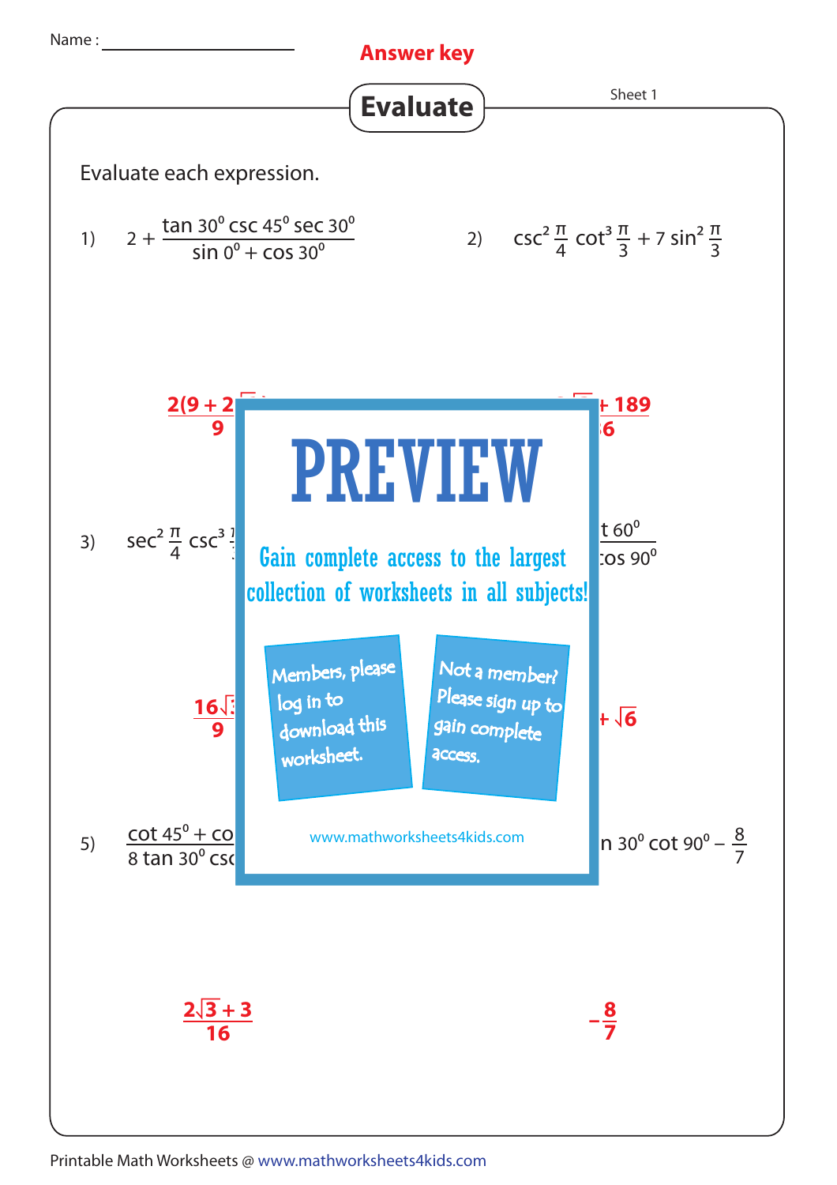Name : ________________

**Answer key**

# Evaluate

Sheet 1

Evaluate each expression.

1) $2 + \dfrac{\tan 30^0 \csc 45^0 \sec 30^0}{\sin 0^0 + \cos 30^0}$

2) $\csc^2 \frac{\pi}{4} \cot^3 \frac{\pi}{3} + 7 \sin^2 \frac{\pi}{3}$

**2(9 + 2**

**9**

**+ 189**

**6**

# PREVIEW

Gain complete access to the largest collection of worksheets in all subjects!

Members, please log in to download this worksheet.

Not a member? Please sign up to gain complete access.

www.mathworksheets4kids.com

3) $\sec^2 \frac{\pi}{4} \csc^3$

t $60^0$

os $90^0$

**16√**

**9**

**+ √6**

5) $\dfrac{\cot 45^0 + \text{co}}{8 \tan 30^0 \csc}$

n $30^0 \cot 90^0 - \frac{8}{7}$

$\mathbf{\dfrac{2\sqrt{3} + 3}{16}}$

$\mathbf{-\dfrac{8}{7}}$

Printable Math Worksheets @ www.mathworksheets4kids.com